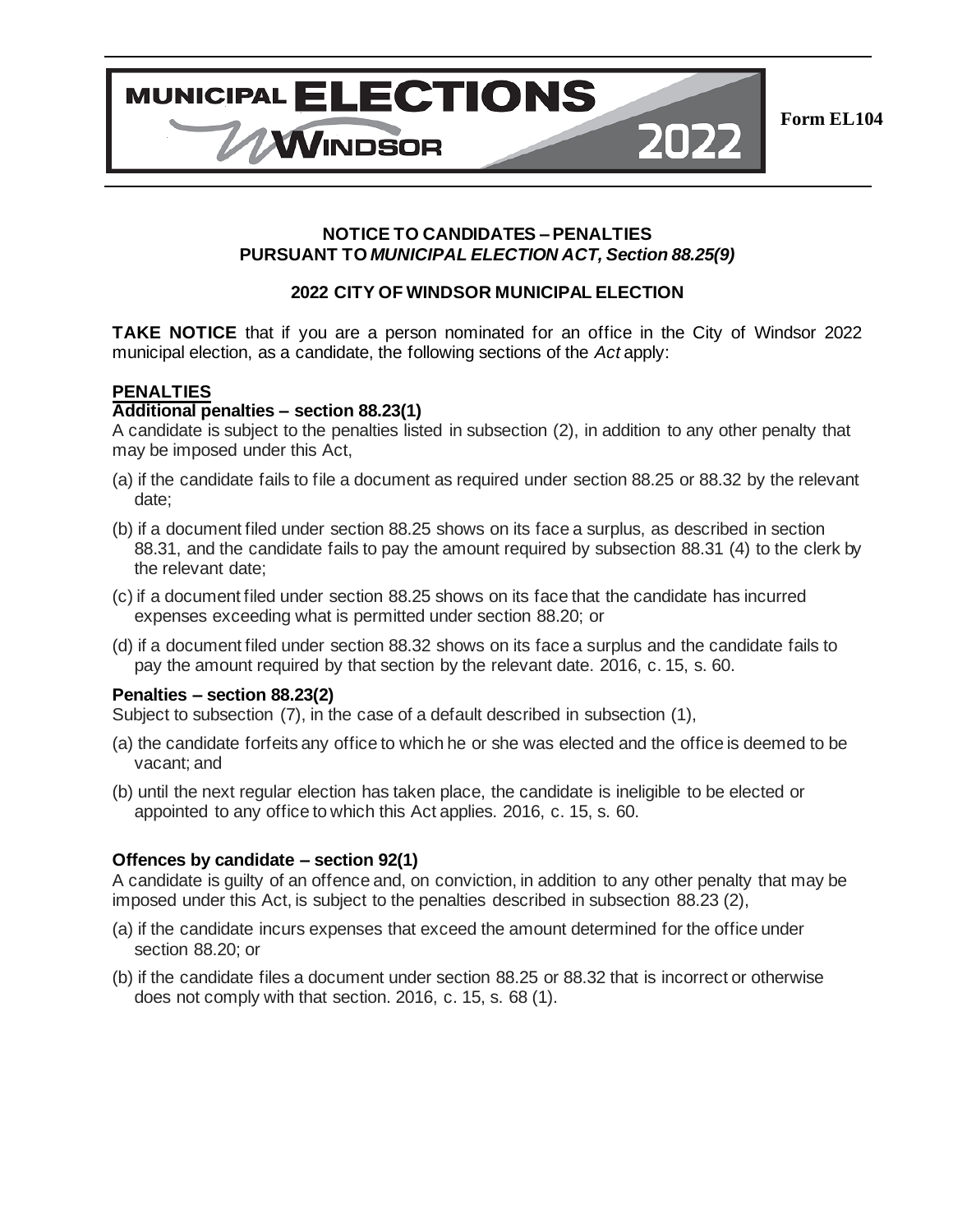MUNICIPAL ELECTIONS WINDSOR 2022

**Form EL104**

**NOTICE TO CANDIDATES – PENALTIES**
**PURSUANT TO *MUNICIPAL ELECTION ACT, Section 88.25(9)***

**2022 CITY OF WINDSOR MUNICIPAL ELECTION**

**TAKE NOTICE** that if you are a person nominated for an office in the City of Windsor 2022 municipal election, as a candidate, the following sections of the *Act* apply:

## PENALTIES

### Additional penalties – section 88.23(1)

A candidate is subject to the penalties listed in subsection (2), in addition to any other penalty that may be imposed under this Act,

(a) if the candidate fails to file a document as required under section 88.25 or 88.32 by the relevant date;

(b) if a document filed under section 88.25 shows on its face a surplus, as described in section 88.31, and the candidate fails to pay the amount required by subsection 88.31 (4) to the clerk by the relevant date;

(c) if a document filed under section 88.25 shows on its face that the candidate has incurred expenses exceeding what is permitted under section 88.20; or

(d) if a document filed under section 88.32 shows on its face a surplus and the candidate fails to pay the amount required by that section by the relevant date. 2016, c. 15, s. 60.

### Penalties – section 88.23(2)

Subject to subsection (7), in the case of a default described in subsection (1),

(a) the candidate forfeits any office to which he or she was elected and the office is deemed to be vacant; and

(b) until the next regular election has taken place, the candidate is ineligible to be elected or appointed to any office to which this Act applies. 2016, c. 15, s. 60.

### Offences by candidate – section 92(1)

A candidate is guilty of an offence and, on conviction, in addition to any other penalty that may be imposed under this Act, is subject to the penalties described in subsection 88.23 (2),

(a) if the candidate incurs expenses that exceed the amount determined for the office under section 88.20; or

(b) if the candidate files a document under section 88.25 or 88.32 that is incorrect or otherwise does not comply with that section. 2016, c. 15, s. 68 (1).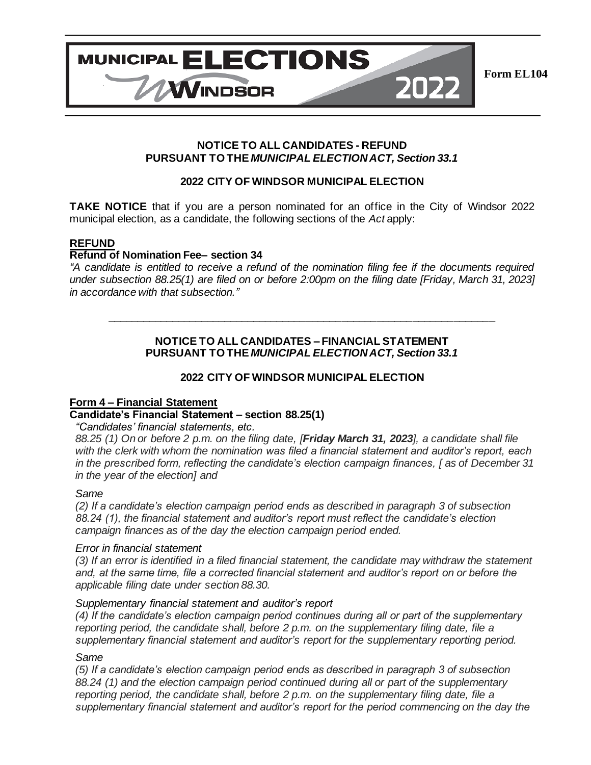**MUNICIPAL ELECTIONS WINDSOR 2022**

**Form EL104**

**NOTICE TO ALL CANDIDATES - REFUND**
**PURSUANT TO THE *MUNICIPAL ELECTION ACT, Section 33.1***

**2022 CITY OF WINDSOR MUNICIPAL ELECTION**

**TAKE NOTICE** that if you are a person nominated for an office in the City of Windsor 2022 municipal election, as a candidate, the following sections of the *Act* apply:

## REFUND

**Refund of Nomination Fee– section 34**

*"A candidate is entitled to receive a refund of the nomination filing fee if the documents required under subsection 88.25(1) are filed on or before 2:00pm on the filing date [Friday, March 31, 2023] in accordance with that subsection."*

---

**NOTICE TO ALL CANDIDATES – FINANCIAL STATEMENT**
**PURSUANT TO THE *MUNICIPAL ELECTION ACT, Section 33.1***

**2022 CITY OF WINDSOR MUNICIPAL ELECTION**

## Form 4 – Financial Statement

**Candidate's Financial Statement – section 88.25(1)**

*"Candidates' financial statements, etc.*

*88.25 (1) On or before 2 p.m. on the filing date, [**Friday March 31, 2023**], a candidate shall file with the clerk with whom the nomination was filed a financial statement and auditor's report, each in the prescribed form, reflecting the candidate's election campaign finances, [ as of December 31 in the year of the election] and*

*Same*

*(2) If a candidate's election campaign period ends as described in paragraph 3 of subsection 88.24 (1), the financial statement and auditor's report must reflect the candidate's election campaign finances as of the day the election campaign period ended.*

*Error in financial statement*

*(3) If an error is identified in a filed financial statement, the candidate may withdraw the statement and, at the same time, file a corrected financial statement and auditor's report on or before the applicable filing date under section 88.30.*

*Supplementary financial statement and auditor's report*

*(4) If the candidate's election campaign period continues during all or part of the supplementary reporting period, the candidate shall, before 2 p.m. on the supplementary filing date, file a supplementary financial statement and auditor's report for the supplementary reporting period.*

*Same*

*(5) If a candidate's election campaign period ends as described in paragraph 3 of subsection 88.24 (1) and the election campaign period continued during all or part of the supplementary reporting period, the candidate shall, before 2 p.m. on the supplementary filing date, file a supplementary financial statement and auditor's report for the period commencing on the day the*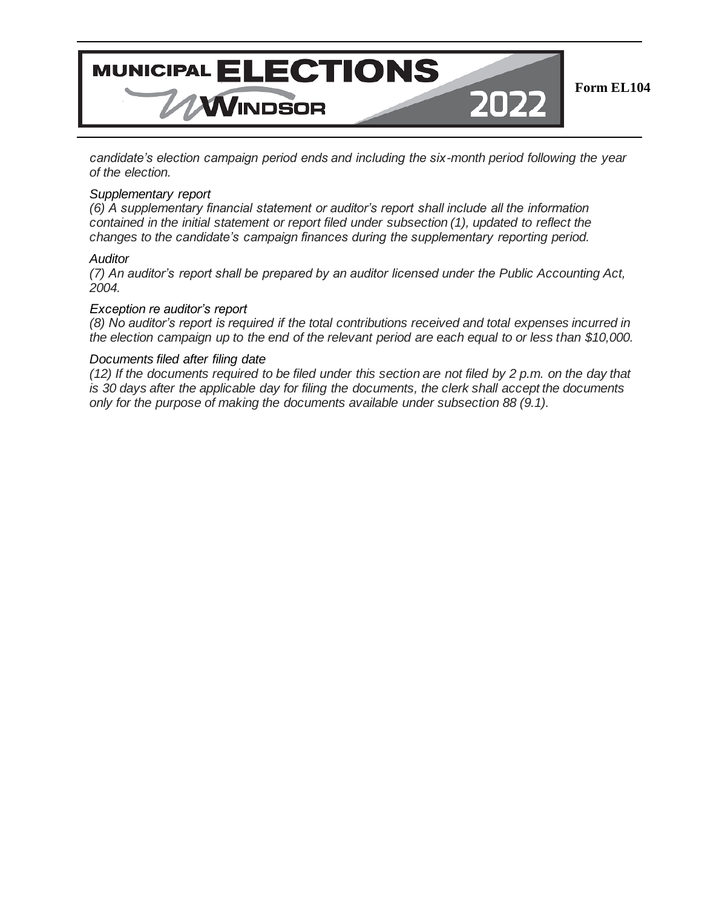*candidate's election campaign period ends and including the six-month period following the year of the election.*

*Supplementary report*

*(6) A supplementary financial statement or auditor's report shall include all the information contained in the initial statement or report filed under subsection (1), updated to reflect the changes to the candidate's campaign finances during the supplementary reporting period.*

*Auditor*

*(7) An auditor's report shall be prepared by an auditor licensed under the Public Accounting Act, 2004.*

*Exception re auditor's report*

*(8) No auditor's report is required if the total contributions received and total expenses incurred in the election campaign up to the end of the relevant period are each equal to or less than $10,000.*

*Documents filed after filing date*

*(12) If the documents required to be filed under this section are not filed by 2 p.m. on the day that is 30 days after the applicable day for filing the documents, the clerk shall accept the documents only for the purpose of making the documents available under subsection 88 (9.1).*